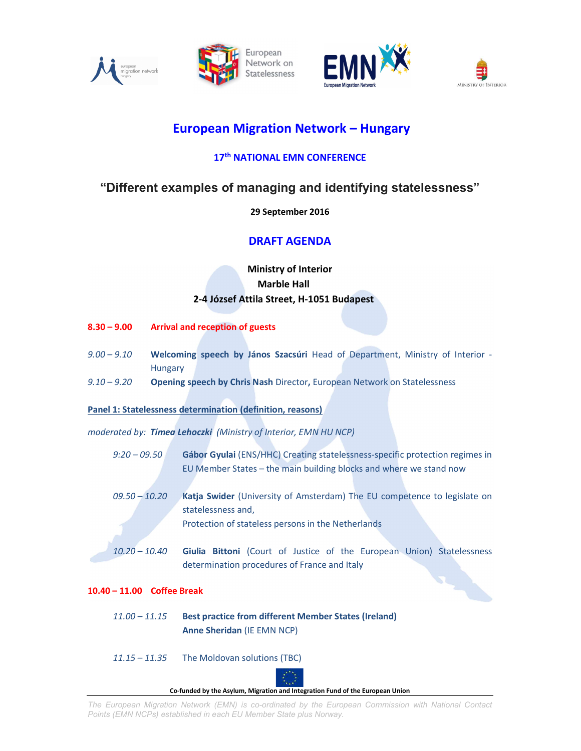# European Migration Network – Hungary

### 17th NATIONAL EMN CONFERENCE

## "Different examples of managing and identifying statelessness"

**29 September 2016**

## DRAFT AGENDA

**Ministry of Interior**
**Marble Hall**
**2-4 József Attila Street, H-1051 Budapest**

**8.30 – 9.00** **Arrival and reception of guests**

*9.00 – 9.10* **Welcoming speech by János Szacsúri** Head of Department, Ministry of Interior - Hungary

*9.10 – 9.20* **Opening speech by Chris Nash** Director, European Network on Statelessness

**Panel 1: Statelessness determination (definition, reasons)**

*moderated by:* ***Tímea Lehoczki*** *(Ministry of Interior, EMN HU NCP)*

*9:20 – 09.50* **Gábor Gyulai** (ENS/HHC) Creating statelessness-specific protection regimes in EU Member States – the main building blocks and where we stand now

*09.50 – 10.20* **Katja Swider** (University of Amsterdam) The EU competence to legislate on statelessness and,
Protection of stateless persons in the Netherlands

*10.20 – 10.40* **Giulia Bittoni** (Court of Justice of the European Union) Statelessness determination procedures of France and Italy

**10.40 – 11.00** **Coffee Break**

*11.00 – 11.15* **Best practice from different Member States (Ireland)**
**Anne Sheridan** (IE EMN NCP)

*11.15 – 11.35* The Moldovan solutions (TBC)

**Co-funded by the Asylum, Migration and Integration Fund of the European Union**

*The European Migration Network (EMN) is co-ordinated by the European Commission with National Contact Points (EMN NCPs) established in each EU Member State plus Norway.*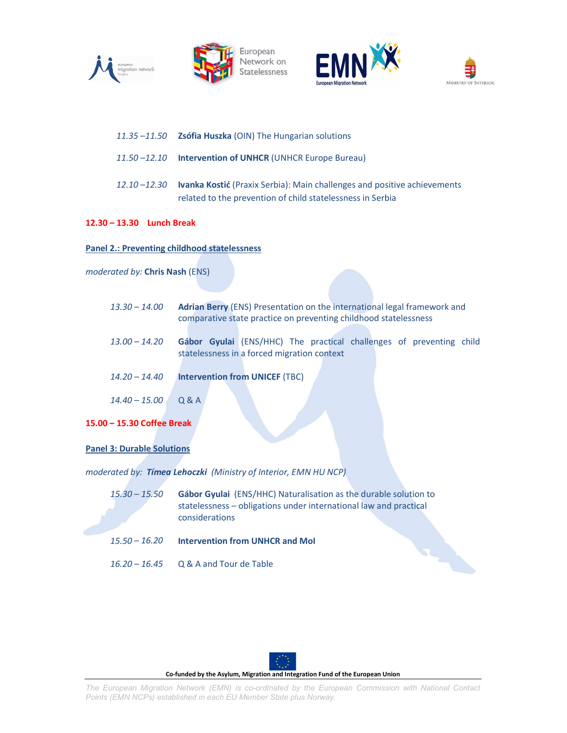*11.35 –11.50* **Zsófia Huszka** (OIN) The Hungarian solutions

*11.50 –12.10* **Intervention of UNHCR** (UNHCR Europe Bureau)

*12.10 –12.30* **Ivanka Kostić** (Praxix Serbia): Main challenges and positive achievements related to the prevention of child statelessness in Serbia

**12.30 – 13.30 Lunch Break**

**Panel 2.: Preventing childhood statelessness**

*moderated by:* **Chris Nash** (ENS)

*13.30 – 14.00* **Adrian Berry** (ENS) Presentation on the international legal framework and comparative state practice on preventing childhood statelessness

*13.00 – 14.20* **Gábor Gyulai** (ENS/HHC) The practical challenges of preventing child statelessness in a forced migration context

*14.20 – 14.40* **Intervention from UNICEF** (TBC)

*14.40 – 15.00* Q & A

**15.00 – 15.30 Coffee Break**

**Panel 3: Durable Solutions**

*moderated by:* ***Tímea Lehoczki*** *(Ministry of Interior, EMN HU NCP)*

*15.30 – 15.50* **Gábor Gyulai** (ENS/HHC) Naturalisation as the durable solution to statelessness – obligations under international law and practical considerations

*15.50 – 16.20* **Intervention from UNHCR and MoI**

*16.20 – 16.45* Q & A and Tour de Table

**Co-funded by the Asylum, Migration and Integration Fund of the European Union**

*The European Migration Network (EMN) is co-ordinated by the European Commission with National Contact Points (EMN NCPs) established in each EU Member State plus Norway.*